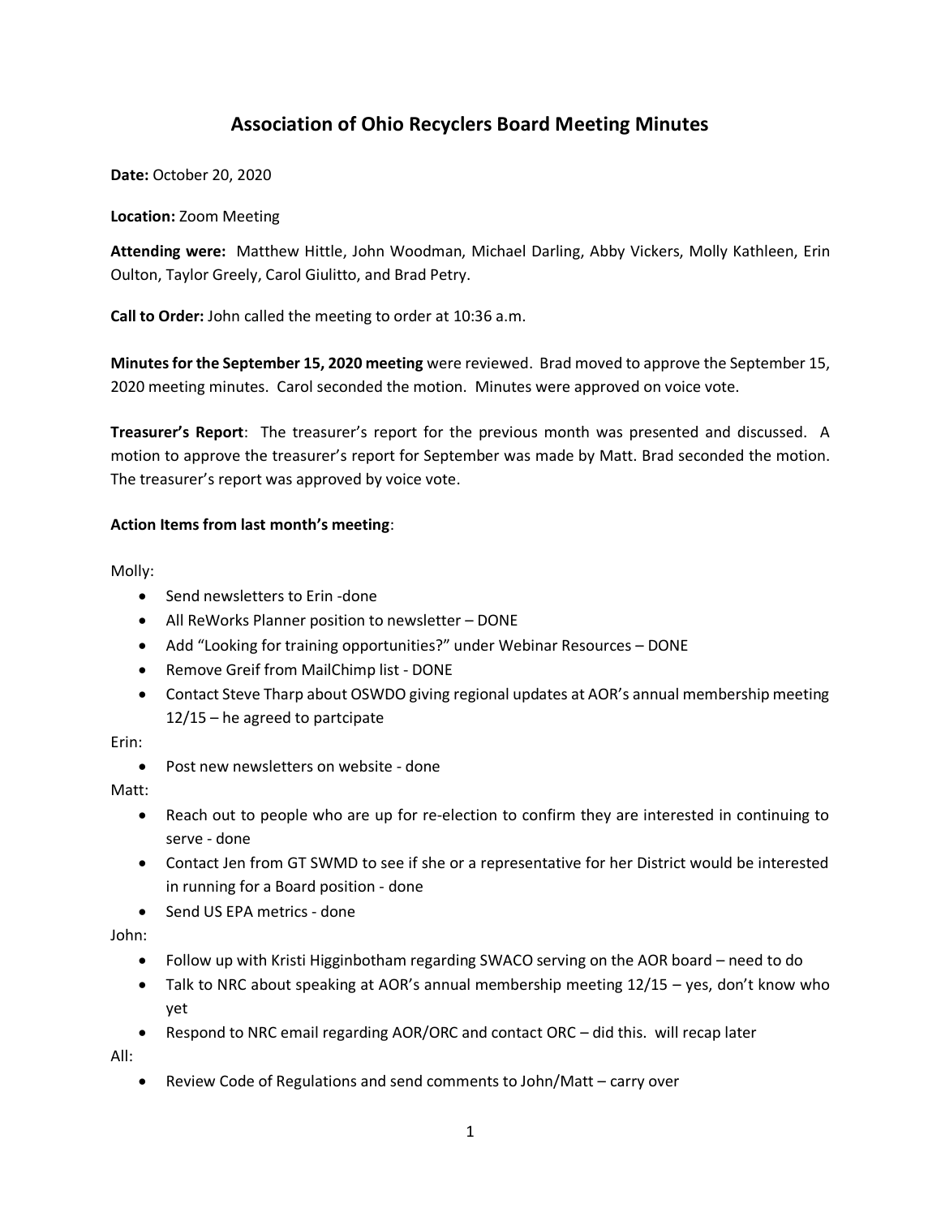# Association of Ohio Recyclers Board Meeting Minutes

**Date:** October 20, 2020

**Location:** Zoom Meeting

**Attending were:** Matthew Hittle, John Woodman, Michael Darling, Abby Vickers, Molly Kathleen, Erin Oulton, Taylor Greely, Carol Giulitto, and Brad Petry.

**Call to Order:** John called the meeting to order at 10:36 a.m.

**Minutes for the September 15, 2020 meeting** were reviewed. Brad moved to approve the September 15, 2020 meeting minutes. Carol seconded the motion. Minutes were approved on voice vote.

**Treasurer's Report**: The treasurer's report for the previous month was presented and discussed. A motion to approve the treasurer's report for September was made by Matt. Brad seconded the motion. The treasurer's report was approved by voice vote.

**Action Items from last month's meeting**:

Molly:

- Send newsletters to Erin -done
- All ReWorks Planner position to newsletter – DONE
- Add "Looking for training opportunities?" under Webinar Resources – DONE
- Remove Greif from MailChimp list - DONE
- Contact Steve Tharp about OSWDO giving regional updates at AOR's annual membership meeting 12/15 – he agreed to partcipate

Erin:

- Post new newsletters on website - done

Matt:

- Reach out to people who are up for re-election to confirm they are interested in continuing to serve - done
- Contact Jen from GT SWMD to see if she or a representative for her District would be interested in running for a Board position - done
- Send US EPA metrics - done

John:

- Follow up with Kristi Higginbotham regarding SWACO serving on the AOR board – need to do
- Talk to NRC about speaking at AOR's annual membership meeting 12/15 – yes, don't know who yet
- Respond to NRC email regarding AOR/ORC and contact ORC – did this. will recap later

All:

- Review Code of Regulations and send comments to John/Matt – carry over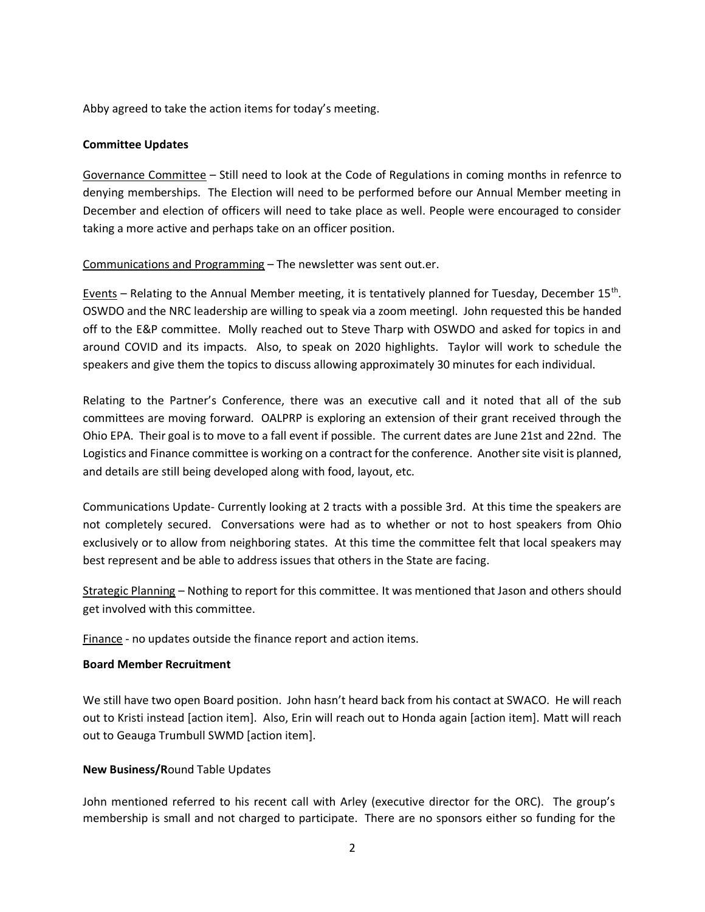Abby agreed to take the action items for today's meeting.

**Committee Updates**

Governance Committee – Still need to look at the Code of Regulations in coming months in refenrce to denying memberships. The Election will need to be performed before our Annual Member meeting in December and election of officers will need to take place as well. People were encouraged to consider taking a more active and perhaps take on an officer position.

Communications and Programming – The newsletter was sent out.er.

Events – Relating to the Annual Member meeting, it is tentatively planned for Tuesday, December 15th. OSWDO and the NRC leadership are willing to speak via a zoom meetingl. John requested this be handed off to the E&P committee. Molly reached out to Steve Tharp with OSWDO and asked for topics in and around COVID and its impacts. Also, to speak on 2020 highlights. Taylor will work to schedule the speakers and give them the topics to discuss allowing approximately 30 minutes for each individual.

Relating to the Partner's Conference, there was an executive call and it noted that all of the sub committees are moving forward. OALPRP is exploring an extension of their grant received through the Ohio EPA. Their goal is to move to a fall event if possible. The current dates are June 21st and 22nd. The Logistics and Finance committee is working on a contract for the conference. Another site visit is planned, and details are still being developed along with food, layout, etc.

Communications Update- Currently looking at 2 tracts with a possible 3rd. At this time the speakers are not completely secured. Conversations were had as to whether or not to host speakers from Ohio exclusively or to allow from neighboring states. At this time the committee felt that local speakers may best represent and be able to address issues that others in the State are facing.

Strategic Planning – Nothing to report for this committee. It was mentioned that Jason and others should get involved with this committee.

Finance - no updates outside the finance report and action items.

**Board Member Recruitment**

We still have two open Board position. John hasn't heard back from his contact at SWACO. He will reach out to Kristi instead [action item]. Also, Erin will reach out to Honda again [action item]. Matt will reach out to Geauga Trumbull SWMD [action item].

**New Business/R**ound Table Updates

John mentioned referred to his recent call with Arley (executive director for the ORC). The group's membership is small and not charged to participate. There are no sponsors either so funding for the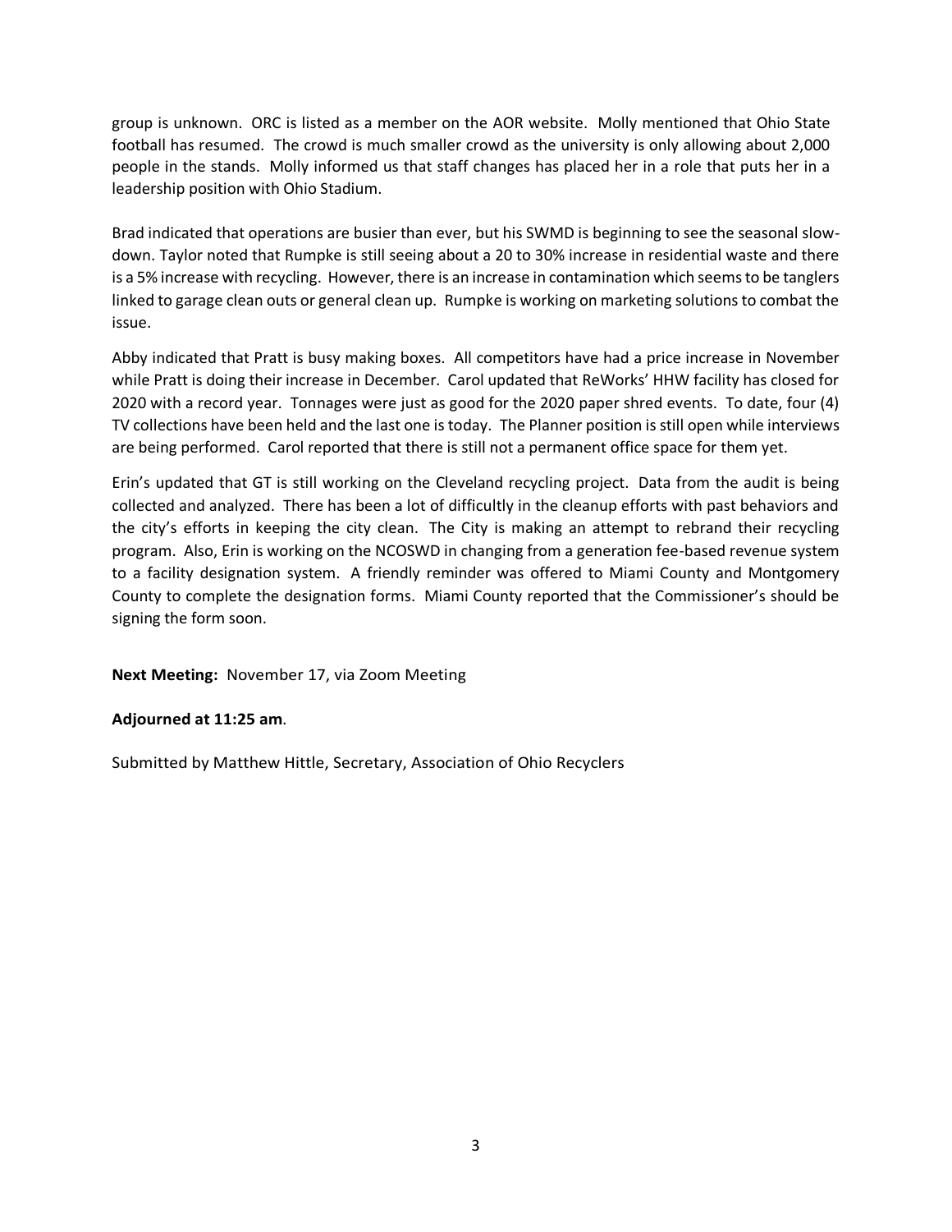group is unknown. ORC is listed as a member on the AOR website. Molly mentioned that Ohio State football has resumed. The crowd is much smaller crowd as the university is only allowing about 2,000 people in the stands. Molly informed us that staff changes has placed her in a role that puts her in a leadership position with Ohio Stadium.

Brad indicated that operations are busier than ever, but his SWMD is beginning to see the seasonal slow-down. Taylor noted that Rumpke is still seeing about a 20 to 30% increase in residential waste and there is a 5% increase with recycling. However, there is an increase in contamination which seems to be tanglers linked to garage clean outs or general clean up. Rumpke is working on marketing solutions to combat the issue.

Abby indicated that Pratt is busy making boxes. All competitors have had a price increase in November while Pratt is doing their increase in December. Carol updated that ReWorks' HHW facility has closed for 2020 with a record year. Tonnages were just as good for the 2020 paper shred events. To date, four (4) TV collections have been held and the last one is today. The Planner position is still open while interviews are being performed. Carol reported that there is still not a permanent office space for them yet.

Erin's updated that GT is still working on the Cleveland recycling project. Data from the audit is being collected and analyzed. There has been a lot of difficultly in the cleanup efforts with past behaviors and the city's efforts in keeping the city clean. The City is making an attempt to rebrand their recycling program. Also, Erin is working on the NCOSWD in changing from a generation fee-based revenue system to a facility designation system. A friendly reminder was offered to Miami County and Montgomery County to complete the designation forms. Miami County reported that the Commissioner's should be signing the form soon.

**Next Meeting:** November 17, via Zoom Meeting

**Adjourned at 11:25 am**.

Submitted by Matthew Hittle, Secretary, Association of Ohio Recyclers